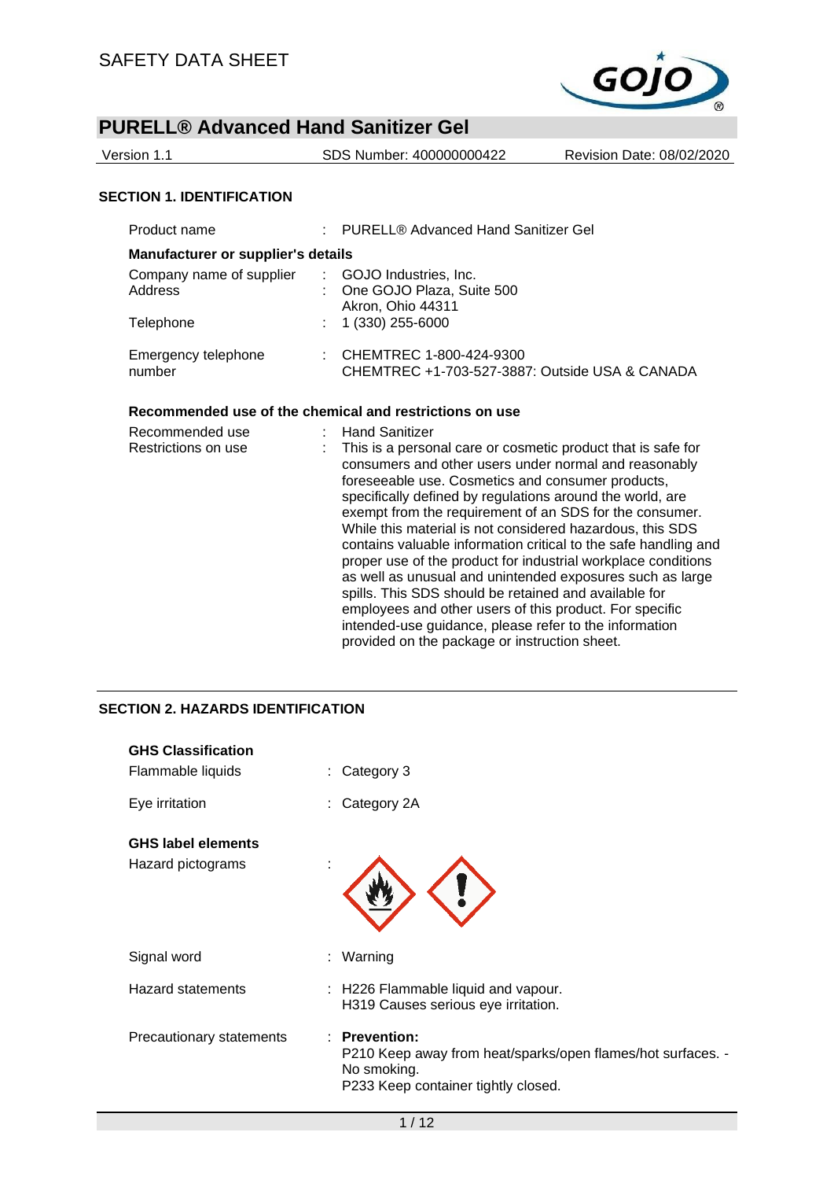SAFETY DATA SHEET

# PURELL® Advanced Hand Sanitizer Gel

| Version 1.1 | SDS Number: 400000000422 | Revision Date: 08/02/2020 |
|---|---|---|

## SECTION 1. IDENTIFICATION

Product name : PURELL® Advanced Hand Sanitizer Gel

**Manufacturer or supplier's details**

Company name of supplier : GOJO Industries, Inc.

Address : One GOJO Plaza, Suite 500
Akron, Ohio 44311

Telephone : 1 (330) 255-6000

Emergency telephone number : CHEMTREC 1-800-424-9300
CHEMTREC +1-703-527-3887: Outside USA & CANADA

**Recommended use of the chemical and restrictions on use**

Recommended use : Hand Sanitizer

Restrictions on use : This is a personal care or cosmetic product that is safe for consumers and other users under normal and reasonably foreseeable use. Cosmetics and consumer products, specifically defined by regulations around the world, are exempt from the requirement of an SDS for the consumer. While this material is not considered hazardous, this SDS contains valuable information critical to the safe handling and proper use of the product for industrial workplace conditions as well as unusual and unintended exposures such as large spills. This SDS should be retained and available for employees and other users of this product. For specific intended-use guidance, please refer to the information provided on the package or instruction sheet.

## SECTION 2. HAZARDS IDENTIFICATION

**GHS Classification**

Flammable liquids : Category 3

Eye irritation : Category 2A

**GHS label elements**

Hazard pictograms :

Signal word : Warning

Hazard statements : H226 Flammable liquid and vapour.
H319 Causes serious eye irritation.

Precautionary statements : **Prevention:**
P210 Keep away from heat/sparks/open flames/hot surfaces. - No smoking.
P233 Keep container tightly closed.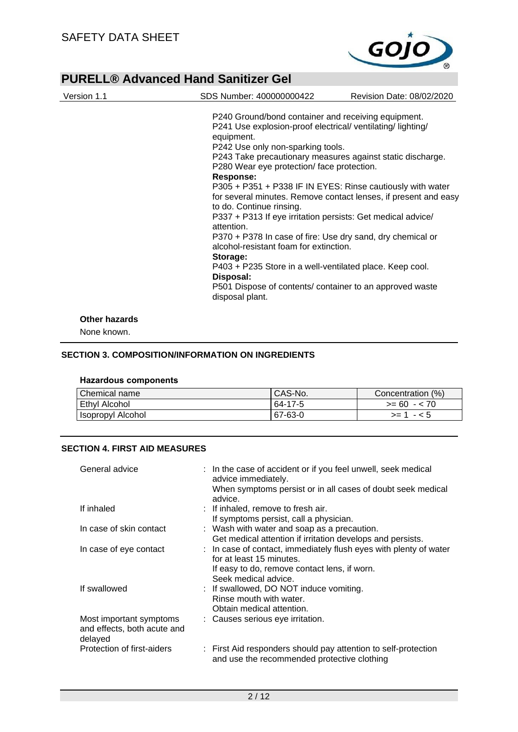P240 Ground/bond container and receiving equipment.
P241 Use explosion-proof electrical/ ventilating/ lighting/ equipment.
P242 Use only non-sparking tools.
P243 Take precautionary measures against static discharge.
P280 Wear eye protection/ face protection.

**Response:**

P305 + P351 + P338 IF IN EYES: Rinse cautiously with water for several minutes. Remove contact lenses, if present and easy to do. Continue rinsing.
P337 + P313 If eye irritation persists: Get medical advice/ attention.
P370 + P378 In case of fire: Use dry sand, dry chemical or alcohol-resistant foam for extinction.

**Storage:**

P403 + P235 Store in a well-ventilated place. Keep cool.

**Disposal:**

P501 Dispose of contents/ container to an approved waste disposal plant.

**Other hazards**

None known.

## SECTION 3. COMPOSITION/INFORMATION ON INGREDIENTS

**Hazardous components**

| Chemical name | CAS-No. | Concentration (%) |
|---|---|---|
| Ethyl Alcohol | 64-17-5 | >= 60 - < 70 |
| Isopropyl Alcohol | 67-63-0 | >= 1 - < 5 |

## SECTION 4. FIRST AID MEASURES

| | |
|---|---|
| General advice | : In the case of accident or if you feel unwell, seek medical advice immediately.<br>When symptoms persist or in all cases of doubt seek medical advice. |
| If inhaled | : If inhaled, remove to fresh air.<br>If symptoms persist, call a physician. |
| In case of skin contact | : Wash with water and soap as a precaution.<br>Get medical attention if irritation develops and persists. |
| In case of eye contact | : In case of contact, immediately flush eyes with plenty of water for at least 15 minutes.<br>If easy to do, remove contact lens, if worn.<br>Seek medical advice. |
| If swallowed | : If swallowed, DO NOT induce vomiting.<br>Rinse mouth with water.<br>Obtain medical attention. |
| Most important symptoms and effects, both acute and delayed | : Causes serious eye irritation. |
| Protection of first-aiders | : First Aid responders should pay attention to self-protection and use the recommended protective clothing |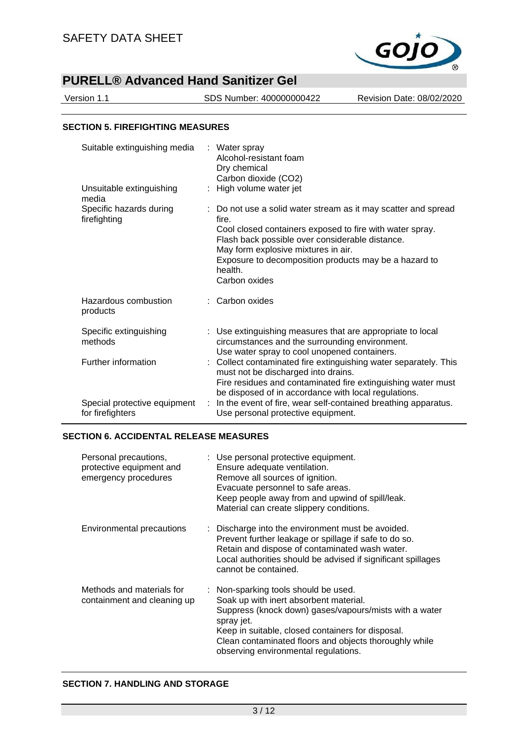## SECTION 5. FIREFIGHTING MEASURES

| | |
|---|---|
| Suitable extinguishing media | : Water spray<br>Alcohol-resistant foam<br>Dry chemical<br>Carbon dioxide ($CO_2$) |
| Unsuitable extinguishing media | : High volume water jet |
| Specific hazards during firefighting | : Do not use a solid water stream as it may scatter and spread fire.<br>Cool closed containers exposed to fire with water spray.<br>Flash back possible over considerable distance.<br>May form explosive mixtures in air.<br>Exposure to decomposition products may be a hazard to health.<br>Carbon oxides |
| Hazardous combustion products | : Carbon oxides |
| Specific extinguishing methods | : Use extinguishing measures that are appropriate to local circumstances and the surrounding environment.<br>Use water spray to cool unopened containers. |
| Further information | : Collect contaminated fire extinguishing water separately. This must not be discharged into drains.<br>Fire residues and contaminated fire extinguishing water must be disposed of in accordance with local regulations. |
| Special protective equipment for firefighters | : In the event of fire, wear self-contained breathing apparatus.<br>Use personal protective equipment. |

## SECTION 6. ACCIDENTAL RELEASE MEASURES

| | |
|---|---|
| Personal precautions, protective equipment and emergency procedures | : Use personal protective equipment.<br>Ensure adequate ventilation.<br>Remove all sources of ignition.<br>Evacuate personnel to safe areas.<br>Keep people away from and upwind of spill/leak.<br>Material can create slippery conditions. |
| Environmental precautions | : Discharge into the environment must be avoided.<br>Prevent further leakage or spillage if safe to do so.<br>Retain and dispose of contaminated wash water.<br>Local authorities should be advised if significant spillages cannot be contained. |
| Methods and materials for containment and cleaning up | : Non-sparking tools should be used.<br>Soak up with inert absorbent material.<br>Suppress (knock down) gases/vapours/mists with a water spray jet.<br>Keep in suitable, closed containers for disposal.<br>Clean contaminated floors and objects thoroughly while observing environmental regulations. |

## SECTION 7. HANDLING AND STORAGE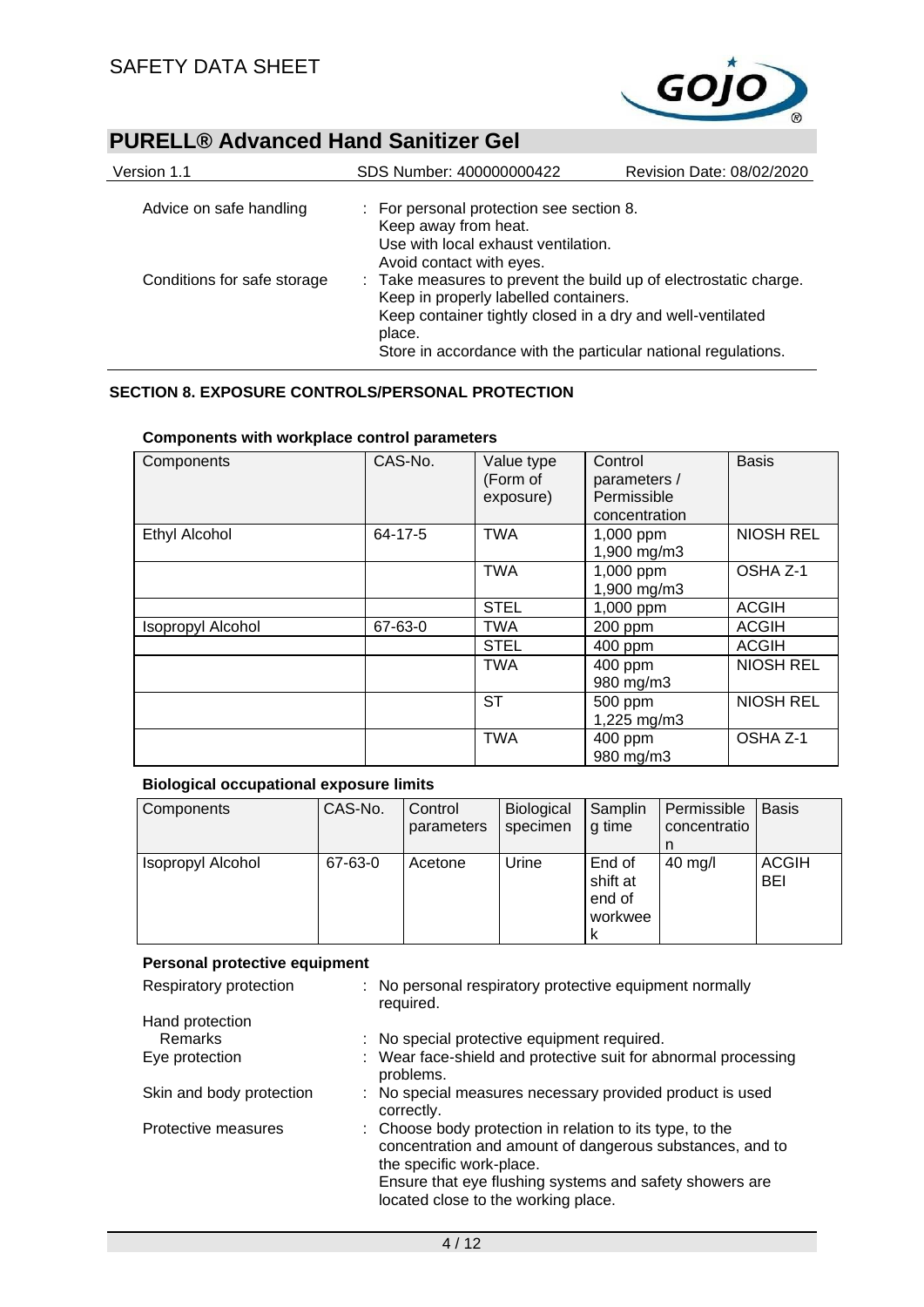| | |
|---|---|
| Advice on safe handling | : For personal protection see section 8.<br>Keep away from heat.<br>Use with local exhaust ventilation.<br>Avoid contact with eyes. |
| Conditions for safe storage | : Take measures to prevent the build up of electrostatic charge.<br>Keep in properly labelled containers.<br>Keep container tightly closed in a dry and well-ventilated place.<br>Store in accordance with the particular national regulations. |

## SECTION 8. EXPOSURE CONTROLS/PERSONAL PROTECTION

### Components with workplace control parameters

| Components | CAS-No. | Value type (Form of exposure) | Control parameters / Permissible concentration | Basis |
|---|---|---|---|---|
| Ethyl Alcohol | 64-17-5 | TWA | 1,000 ppm<br>1,900 mg/m3 | NIOSH REL |
| | | TWA | 1,000 ppm<br>1,900 mg/m3 | OSHA Z-1 |
| | | STEL | 1,000 ppm | ACGIH |
| Isopropyl Alcohol | 67-63-0 | TWA | 200 ppm | ACGIH |
| | | STEL | 400 ppm | ACGIH |
| | | TWA | 400 ppm<br>980 mg/m3 | NIOSH REL |
| | | ST | 500 ppm<br>1,225 mg/m3 | NIOSH REL |
| | | TWA | 400 ppm<br>980 mg/m3 | OSHA Z-1 |

### Biological occupational exposure limits

| Components | CAS-No. | Control parameters | Biological specimen | Sampling time | Permissible concentration | Basis |
|---|---|---|---|---|---|---|
| Isopropyl Alcohol | 67-63-0 | Acetone | Urine | End of shift at end of workweek | 40 mg/l | ACGIH BEI |

### Personal protective equipment

| | |
|---|---|
| Respiratory protection | : No personal respiratory protective equipment normally required. |
| Hand protection | |
| Remarks | : No special protective equipment required. |
| Eye protection | : Wear face-shield and protective suit for abnormal processing problems. |
| Skin and body protection | : No special measures necessary provided product is used correctly. |
| Protective measures | : Choose body protection in relation to its type, to the concentration and amount of dangerous substances, and to the specific work-place.<br>Ensure that eye flushing systems and safety showers are located close to the working place. |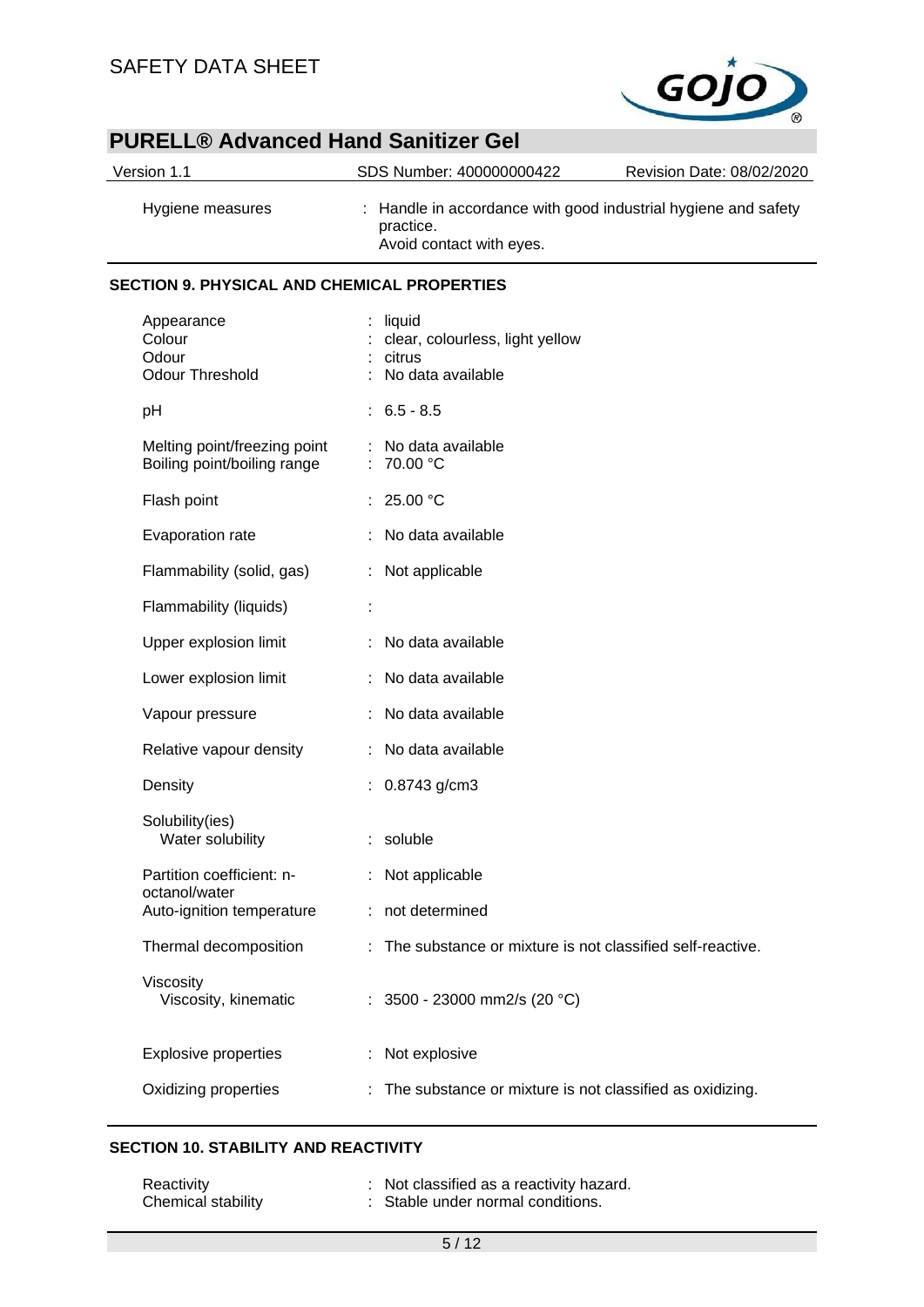| | |
|---|---|
| Hygiene measures | : Handle in accordance with good industrial hygiene and safety practice. Avoid contact with eyes. |

## SECTION 9. PHYSICAL AND CHEMICAL PROPERTIES

| | |
|---|---|
| Appearance | : liquid |
| Colour | : clear, colourless, light yellow |
| Odour | : citrus |
| Odour Threshold | : No data available |
| pH | : 6.5 - 8.5 |
| Melting point/freezing point | : No data available |
| Boiling point/boiling range | : 70.00 °C |
| Flash point | : 25.00 °C |
| Evaporation rate | : No data available |
| Flammability (solid, gas) | : Not applicable |
| Flammability (liquids) | : |
| Upper explosion limit | : No data available |
| Lower explosion limit | : No data available |
| Vapour pressure | : No data available |
| Relative vapour density | : No data available |
| Density | : 0.8743 g/cm3 |
| Solubility(ies) | |
| Water solubility | : soluble |
| Partition coefficient: n-octanol/water | : Not applicable |
| Auto-ignition temperature | : not determined |
| Thermal decomposition | : The substance or mixture is not classified self-reactive. |
| Viscosity | |
| Viscosity, kinematic | : 3500 - 23000 mm2/s (20 °C) |
| Explosive properties | : Not explosive |
| Oxidizing properties | : The substance or mixture is not classified as oxidizing. |

## SECTION 10. STABILITY AND REACTIVITY

| | |
|---|---|
| Reactivity | : Not classified as a reactivity hazard. |
| Chemical stability | : Stable under normal conditions. |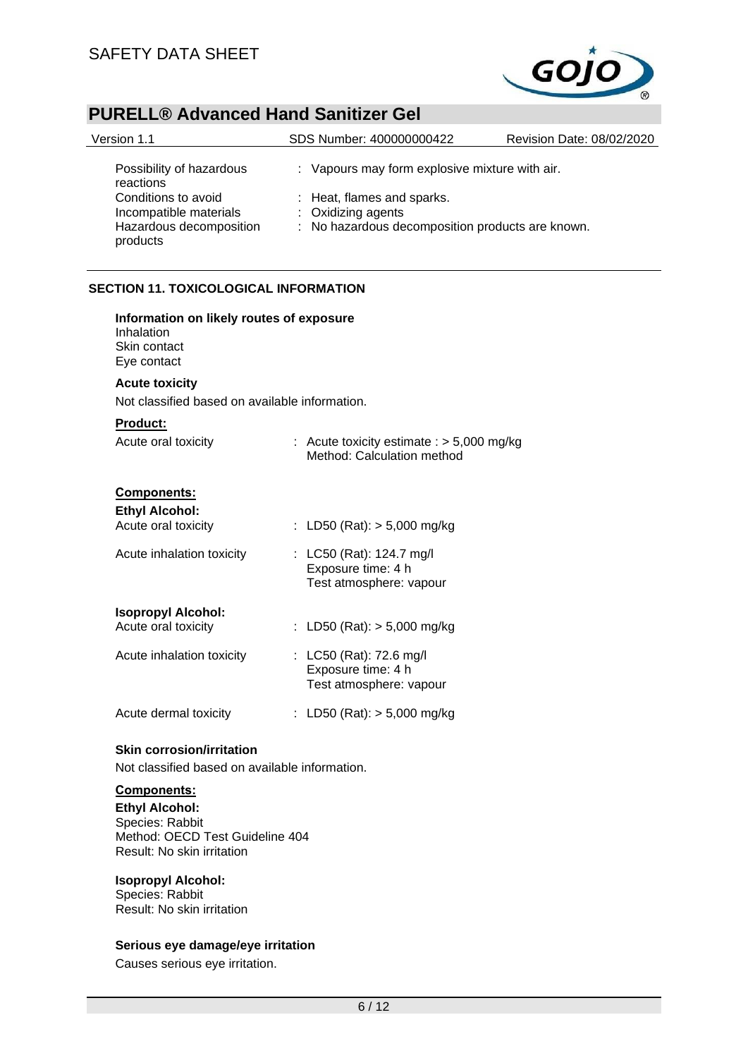| | |
|---|---|
| Possibility of hazardous reactions | : Vapours may form explosive mixture with air. |
| Conditions to avoid | : Heat, flames and sparks. |
| Incompatible materials | : Oxidizing agents |
| Hazardous decomposition products | : No hazardous decomposition products are known. |

## SECTION 11. TOXICOLOGICAL INFORMATION

**Information on likely routes of exposure**

Inhalation
Skin contact
Eye contact

**Acute toxicity**

Not classified based on available information.

**Product:**

| | |
|---|---|
| Acute oral toxicity | : Acute toxicity estimate : > 5,000 mg/kg<br>Method: Calculation method |

**Components:**

**Ethyl Alcohol:**

| | |
|---|---|
| Acute oral toxicity | : LD50 (Rat): > 5,000 mg/kg |
| Acute inhalation toxicity | : LC50 (Rat): 124.7 mg/l<br>Exposure time: 4 h<br>Test atmosphere: vapour |

**Isopropyl Alcohol:**

| | |
|---|---|
| Acute oral toxicity | : LD50 (Rat): > 5,000 mg/kg |
| Acute inhalation toxicity | : LC50 (Rat): 72.6 mg/l<br>Exposure time: 4 h<br>Test atmosphere: vapour |
| Acute dermal toxicity | : LD50 (Rat): > 5,000 mg/kg |

**Skin corrosion/irritation**

Not classified based on available information.

**Components:**

**Ethyl Alcohol:**
Species: Rabbit
Method: OECD Test Guideline 404
Result: No skin irritation

**Isopropyl Alcohol:**
Species: Rabbit
Result: No skin irritation

**Serious eye damage/eye irritation**

Causes serious eye irritation.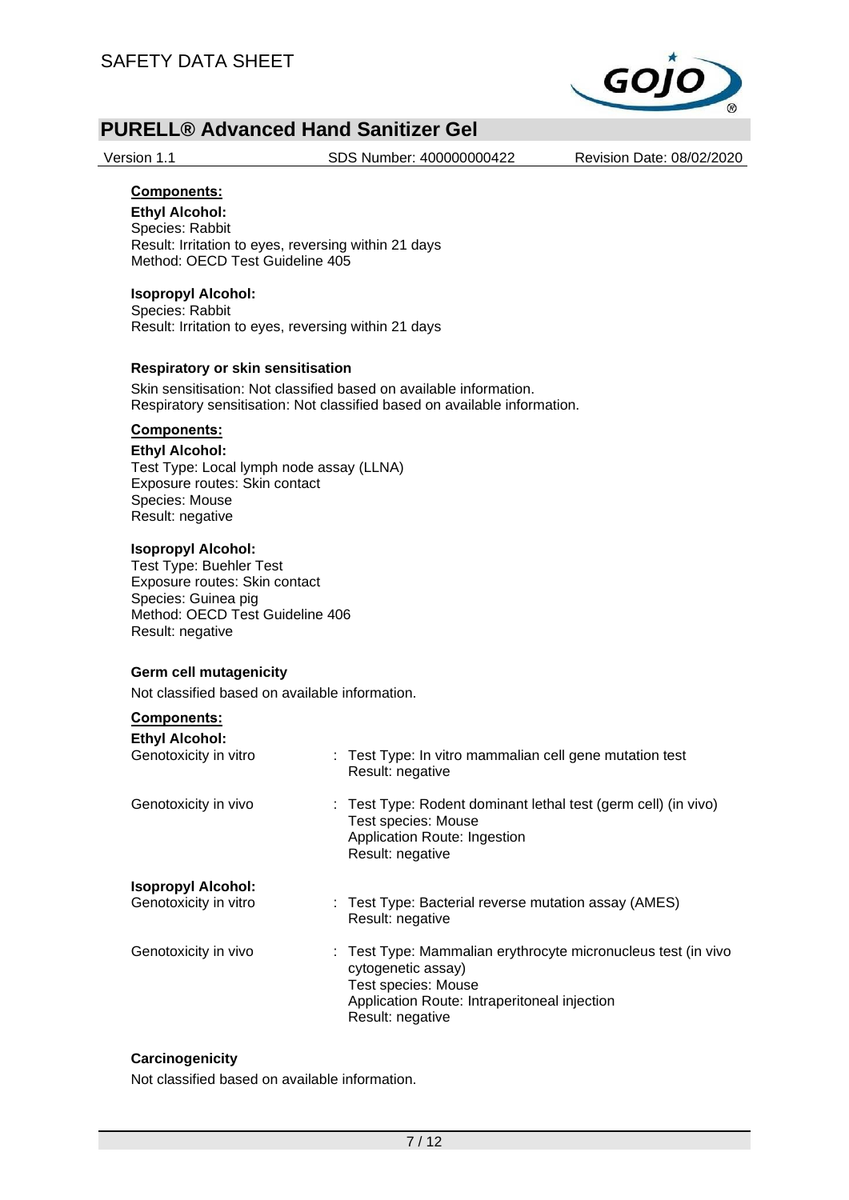**Components:**

**Ethyl Alcohol:**
Species: Rabbit
Result: Irritation to eyes, reversing within 21 days
Method: OECD Test Guideline 405

**Isopropyl Alcohol:**
Species: Rabbit
Result: Irritation to eyes, reversing within 21 days

**Respiratory or skin sensitisation**

Skin sensitisation: Not classified based on available information.
Respiratory sensitisation: Not classified based on available information.

**Components:**

**Ethyl Alcohol:**
Test Type: Local lymph node assay (LLNA)
Exposure routes: Skin contact
Species: Mouse
Result: negative

**Isopropyl Alcohol:**
Test Type: Buehler Test
Exposure routes: Skin contact
Species: Guinea pig
Method: OECD Test Guideline 406
Result: negative

**Germ cell mutagenicity**

Not classified based on available information.

**Components:**

**Ethyl Alcohol:**

Genotoxicity in vitro : Test Type: In vitro mammalian cell gene mutation test
Result: negative

Genotoxicity in vivo : Test Type: Rodent dominant lethal test (germ cell) (in vivo)
Test species: Mouse
Application Route: Ingestion
Result: negative

**Isopropyl Alcohol:**

Genotoxicity in vitro : Test Type: Bacterial reverse mutation assay (AMES)
Result: negative

Genotoxicity in vivo : Test Type: Mammalian erythrocyte micronucleus test (in vivo cytogenetic assay)
Test species: Mouse
Application Route: Intraperitoneal injection
Result: negative

**Carcinogenicity**

Not classified based on available information.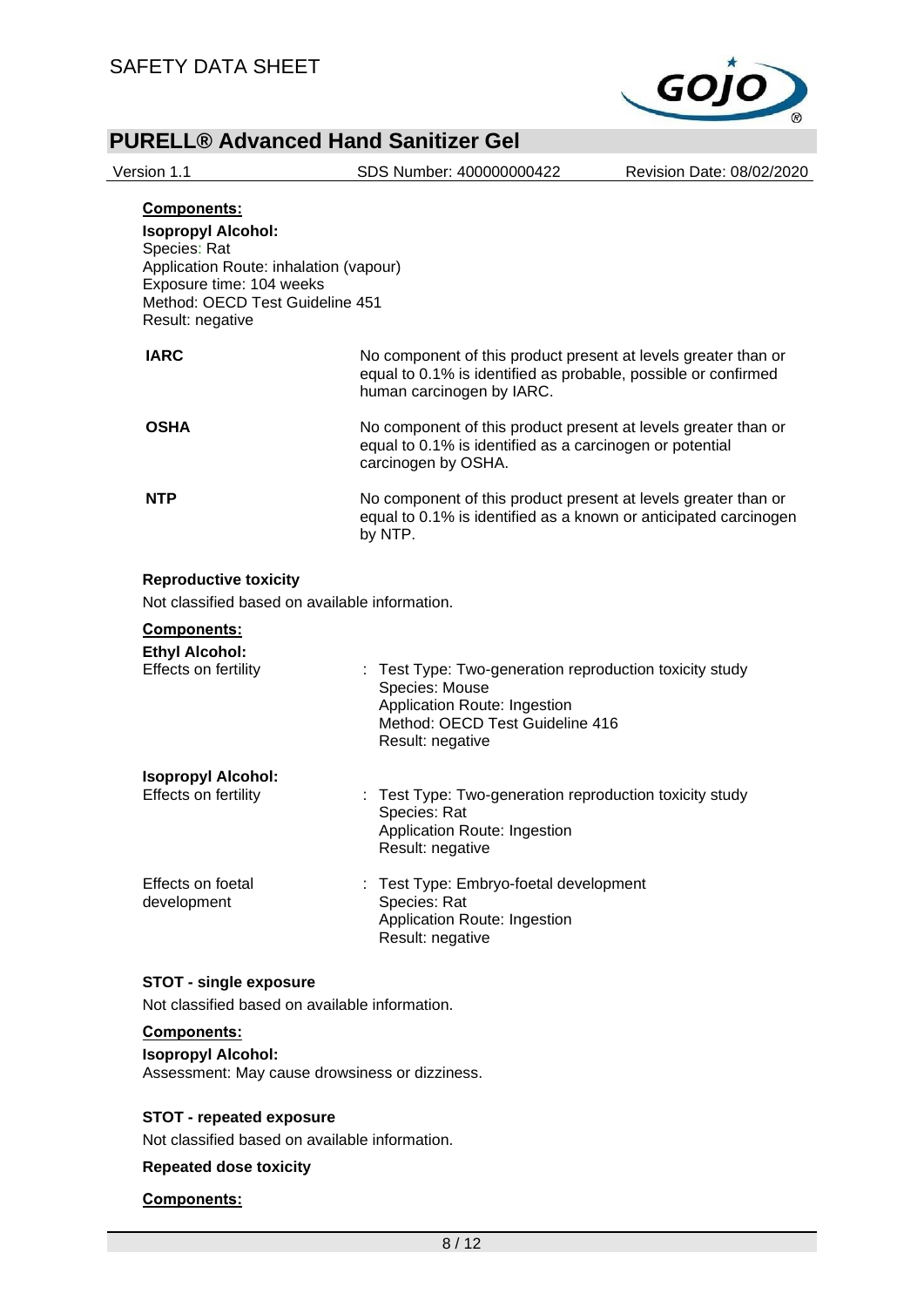**Components:**

**Isopropyl Alcohol:**
Species: Rat
Application Route: inhalation (vapour)
Exposure time: 104 weeks
Method: OECD Test Guideline 451
Result: negative

| | |
|---|---|
| **IARC** | No component of this product present at levels greater than or equal to 0.1% is identified as probable, possible or confirmed human carcinogen by IARC. |
| **OSHA** | No component of this product present at levels greater than or equal to 0.1% is identified as a carcinogen or potential carcinogen by OSHA. |
| **NTP** | No component of this product present at levels greater than or equal to 0.1% is identified as a known or anticipated carcinogen by NTP. |

**Reproductive toxicity**

Not classified based on available information.

**Components:**

**Ethyl Alcohol:**

| | |
|---|---|
| Effects on fertility | : Test Type: Two-generation reproduction toxicity study<br>Species: Mouse<br>Application Route: Ingestion<br>Method: OECD Test Guideline 416<br>Result: negative |

**Isopropyl Alcohol:**

| | |
|---|---|
| Effects on fertility | : Test Type: Two-generation reproduction toxicity study<br>Species: Rat<br>Application Route: Ingestion<br>Result: negative |
| Effects on foetal development | : Test Type: Embryo-foetal development<br>Species: Rat<br>Application Route: Ingestion<br>Result: negative |

**STOT - single exposure**

Not classified based on available information.

**Components:**

**Isopropyl Alcohol:**
Assessment: May cause drowsiness or dizziness.

**STOT - repeated exposure**

Not classified based on available information.

**Repeated dose toxicity**

**Components:**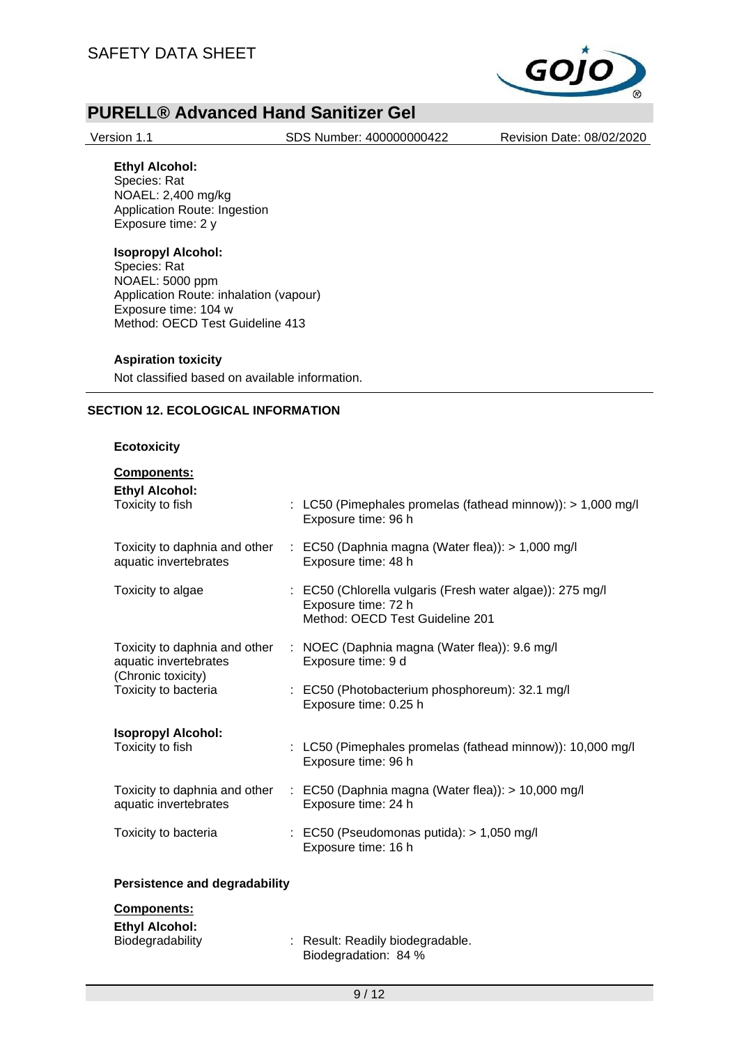**Ethyl Alcohol:**
Species: Rat
NOAEL: 2,400 mg/kg
Application Route: Ingestion
Exposure time: 2 y

**Isopropyl Alcohol:**
Species: Rat
NOAEL: 5000 ppm
Application Route: inhalation (vapour)
Exposure time: 104 w
Method: OECD Test Guideline 413

**Aspiration toxicity**

Not classified based on available information.

## SECTION 12. ECOLOGICAL INFORMATION

**Ecotoxicity**

**Components:**

**Ethyl Alcohol:**

| | |
|---|---|
| Toxicity to fish | : LC50 (Pimephales promelas (fathead minnow)): > 1,000 mg/l<br>Exposure time: 96 h |
| Toxicity to daphnia and other aquatic invertebrates | : EC50 (Daphnia magna (Water flea)): > 1,000 mg/l<br>Exposure time: 48 h |
| Toxicity to algae | : EC50 (Chlorella vulgaris (Fresh water algae)): 275 mg/l<br>Exposure time: 72 h<br>Method: OECD Test Guideline 201 |
| Toxicity to daphnia and other aquatic invertebrates (Chronic toxicity) | : NOEC (Daphnia magna (Water flea)): 9.6 mg/l<br>Exposure time: 9 d |
| Toxicity to bacteria | : EC50 (Photobacterium phosphoreum): 32.1 mg/l<br>Exposure time: 0.25 h |

**Isopropyl Alcohol:**

| | |
|---|---|
| Toxicity to fish | : LC50 (Pimephales promelas (fathead minnow)): 10,000 mg/l<br>Exposure time: 96 h |
| Toxicity to daphnia and other aquatic invertebrates | : EC50 (Daphnia magna (Water flea)): > 10,000 mg/l<br>Exposure time: 24 h |
| Toxicity to bacteria | : EC50 (Pseudomonas putida): > 1,050 mg/l<br>Exposure time: 16 h |

**Persistence and degradability**

**Components:**

**Ethyl Alcohol:**

| | |
|---|---|
| Biodegradability | : Result: Readily biodegradable.<br>Biodegradation: 84 % |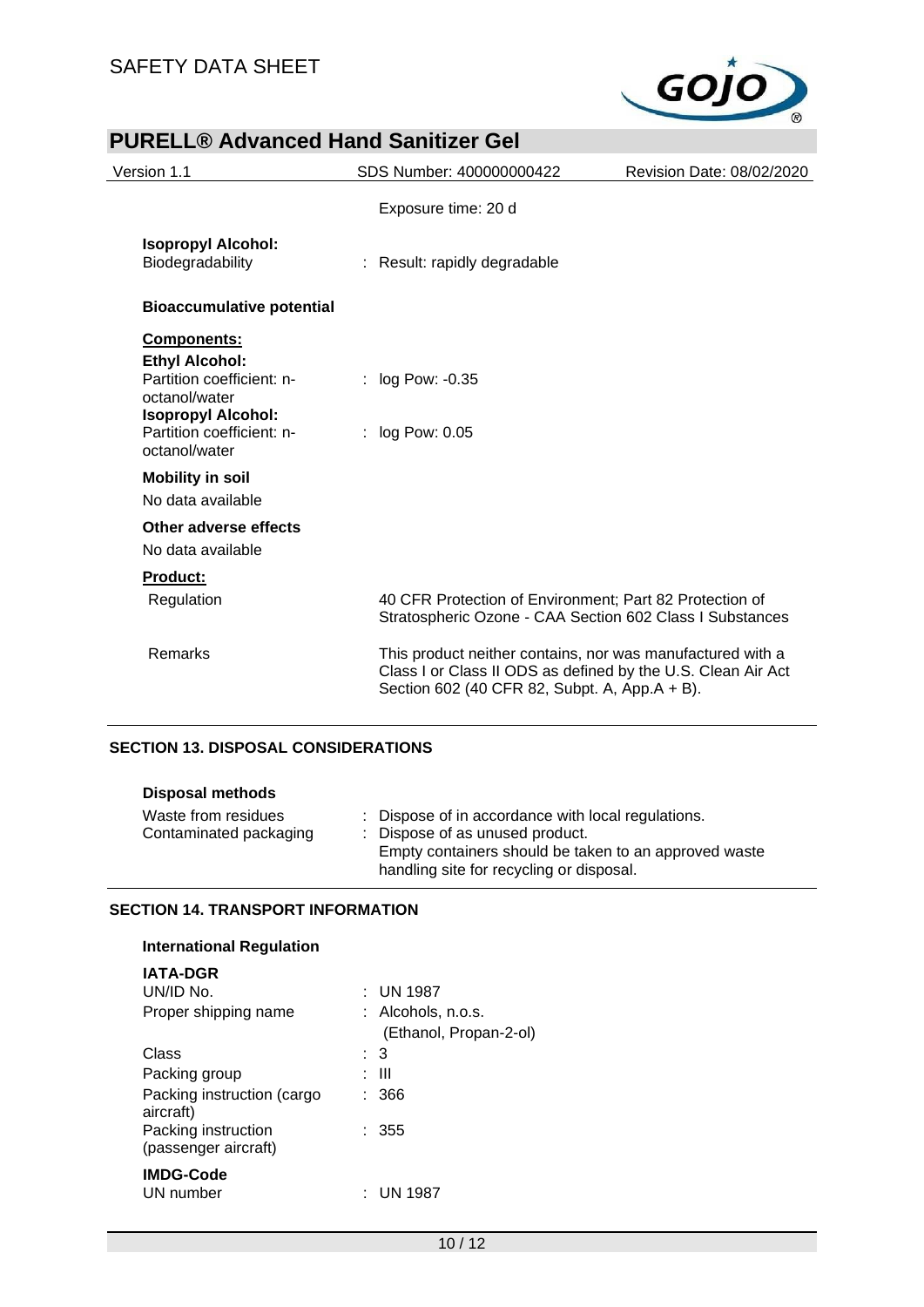Exposure time: 20 d

**Isopropyl Alcohol:**
Biodegradability : Result: rapidly degradable

**Bioaccumulative potential**

**Components:**

**Ethyl Alcohol:**
Partition coefficient: n-octanol/water : log Pow: -0.35

**Isopropyl Alcohol:**
Partition coefficient: n-octanol/water : log Pow: 0.05

**Mobility in soil**

No data available

**Other adverse effects**

No data available

**Product:**

Regulation 40 CFR Protection of Environment; Part 82 Protection of Stratospheric Ozone - CAA Section 602 Class I Substances

Remarks This product neither contains, nor was manufactured with a Class I or Class II ODS as defined by the U.S. Clean Air Act Section 602 (40 CFR 82, Subpt. A, App.A + B).

## SECTION 13. DISPOSAL CONSIDERATIONS

**Disposal methods**

Waste from residues : Dispose of in accordance with local regulations.
Contaminated packaging : Dispose of as unused product.
Empty containers should be taken to an approved waste handling site for recycling or disposal.

## SECTION 14. TRANSPORT INFORMATION

**International Regulation**

**IATA-DGR**
UN/ID No. : UN 1987
Proper shipping name : Alcohols, n.o.s.
(Ethanol, Propan-2-ol)
Class : 3
Packing group : III
Packing instruction (cargo aircraft) : 366
Packing instruction (passenger aircraft) : 355

**IMDG-Code**
UN number : UN 1987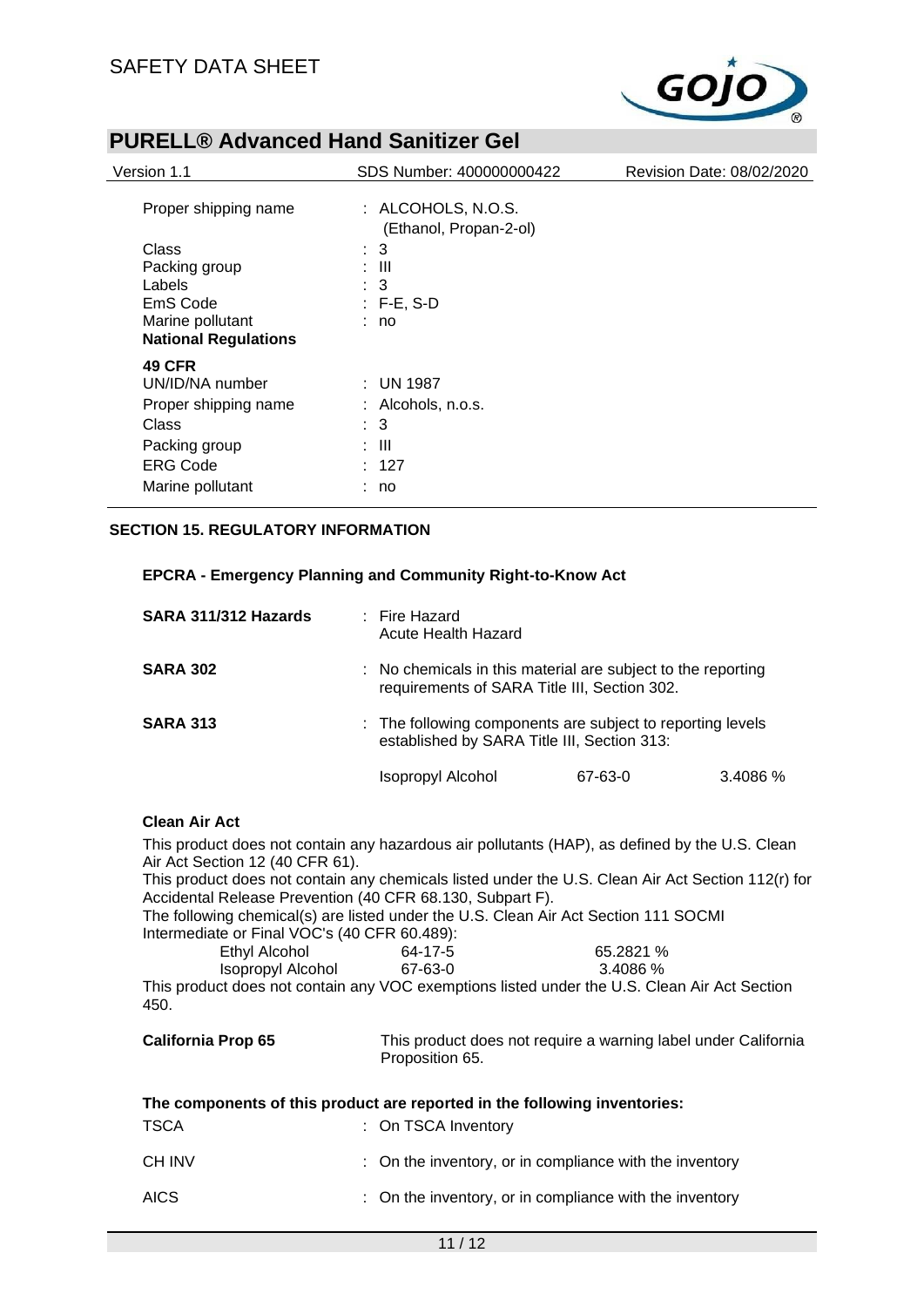| | |
|---|---|
| Proper shipping name | : ALCOHOLS, N.O.S. (Ethanol, Propan-2-ol) |
| Class | : 3 |
| Packing group | : III |
| Labels | : 3 |
| EmS Code | : F-E, S-D |
| Marine pollutant | : no |

**National Regulations**

**49 CFR**

| | |
|---|---|
| UN/ID/NA number | : UN 1987 |
| Proper shipping name | : Alcohols, n.o.s. |
| Class | : 3 |
| Packing group | : III |
| ERG Code | : 127 |
| Marine pollutant | : no |

## SECTION 15. REGULATORY INFORMATION

### EPCRA - Emergency Planning and Community Right-to-Know Act

**SARA 311/312 Hazards** : Fire Hazard
Acute Health Hazard

**SARA 302** : No chemicals in this material are subject to the reporting requirements of SARA Title III, Section 302.

**SARA 313** : The following components are subject to reporting levels established by SARA Title III, Section 313:

| | | |
|---|---|---|
| Isopropyl Alcohol | 67-63-0 | 3.4086 % |

**Clean Air Act**

This product does not contain any hazardous air pollutants (HAP), as defined by the U.S. Clean Air Act Section 12 (40 CFR 61).
This product does not contain any chemicals listed under the U.S. Clean Air Act Section 112(r) for Accidental Release Prevention (40 CFR 68.130, Subpart F).
The following chemical(s) are listed under the U.S. Clean Air Act Section 111 SOCMI Intermediate or Final VOC's (40 CFR 60.489):

| | | |
|---|---|---|
| Ethyl Alcohol | 64-17-5 | 65.2821 % |
| Isopropyl Alcohol | 67-63-0 | 3.4086 % |

This product does not contain any VOC exemptions listed under the U.S. Clean Air Act Section 450.

**California Prop 65** This product does not require a warning label under California Proposition 65.

**The components of this product are reported in the following inventories:**

| | |
|---|---|
| TSCA | : On TSCA Inventory |
| CH INV | : On the inventory, or in compliance with the inventory |
| AICS | : On the inventory, or in compliance with the inventory |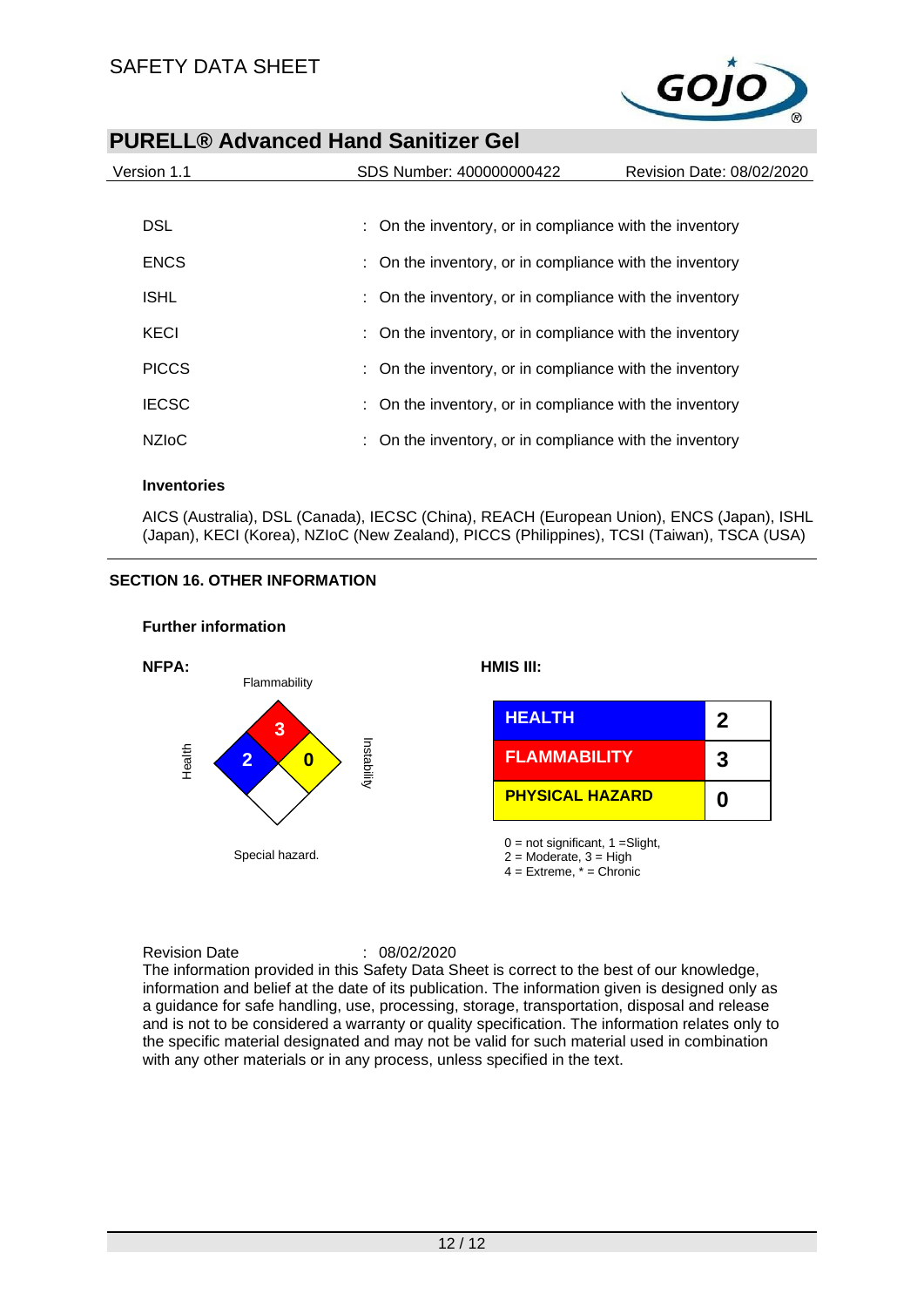| | | |
|---|---|---|
| DSL | : | On the inventory, or in compliance with the inventory |
| ENCS | : | On the inventory, or in compliance with the inventory |
| ISHL | : | On the inventory, or in compliance with the inventory |
| KECI | : | On the inventory, or in compliance with the inventory |
| PICCS | : | On the inventory, or in compliance with the inventory |
| IECSC | : | On the inventory, or in compliance with the inventory |
| NZIoC | : | On the inventory, or in compliance with the inventory |

**Inventories**

AICS (Australia), DSL (Canada), IECSC (China), REACH (European Union), ENCS (Japan), ISHL (Japan), KECI (Korea), NZIoC (New Zealand), PICCS (Philippines), TCSI (Taiwan), TSCA (USA)

## SECTION 16. OTHER INFORMATION

**Further information**

**NFPA:**

Flammability

3

Health

2

Instability

0

Special hazard.

**HMIS III:**

| | |
|---|---|
| **HEALTH** | **2** |
| **FLAMMABILITY** | **3** |
| **PHYSICAL HAZARD** | **0** |

0 = not significant, 1 =Slight,
2 = Moderate, 3 = High
4 = Extreme, * = Chronic

Revision Date : 08/02/2020

The information provided in this Safety Data Sheet is correct to the best of our knowledge, information and belief at the date of its publication. The information given is designed only as a guidance for safe handling, use, processing, storage, transportation, disposal and release and is not to be considered a warranty or quality specification. The information relates only to the specific material designated and may not be valid for such material used in combination with any other materials or in any process, unless specified in the text.